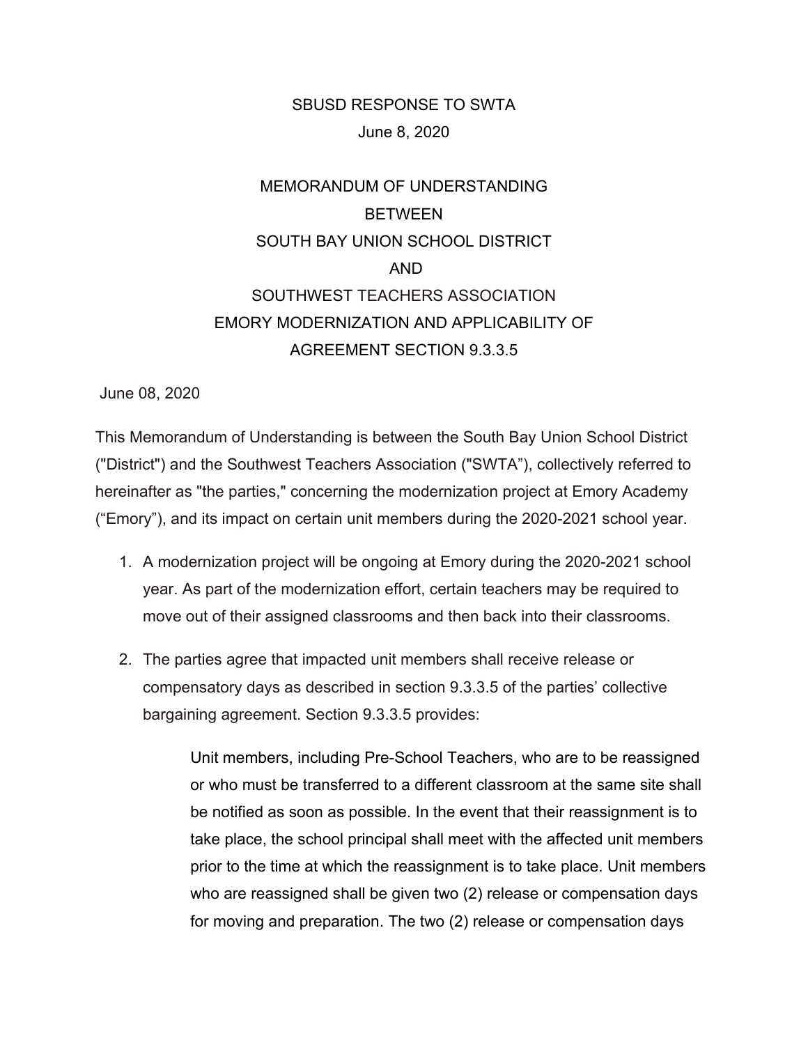SBUSD RESPONSE TO SWTA

June 8, 2020

# MEMORANDUM OF UNDERSTANDING
# BETWEEN
# SOUTH BAY UNION SCHOOL DISTRICT
# AND
# SOUTHWEST TEACHERS ASSOCIATION
# EMORY MODERNIZATION AND APPLICABILITY OF AGREEMENT SECTION 9.3.3.5

June 08, 2020

This Memorandum of Understanding is between the South Bay Union School District ("District") and the Southwest Teachers Association ("SWTA"), collectively referred to hereinafter as "the parties," concerning the modernization project at Emory Academy ("Emory"), and its impact on certain unit members during the 2020-2021 school year.

1. A modernization project will be ongoing at Emory during the 2020-2021 school year. As part of the modernization effort, certain teachers may be required to move out of their assigned classrooms and then back into their classrooms.

2. The parties agree that impacted unit members shall receive release or compensatory days as described in section 9.3.3.5 of the parties' collective bargaining agreement. Section 9.3.3.5 provides:

   > Unit members, including Pre-School Teachers, who are to be reassigned or who must be transferred to a different classroom at the same site shall be notified as soon as possible. In the event that their reassignment is to take place, the school principal shall meet with the affected unit members prior to the time at which the reassignment is to take place. Unit members who are reassigned shall be given two (2) release or compensation days for moving and preparation. The two (2) release or compensation days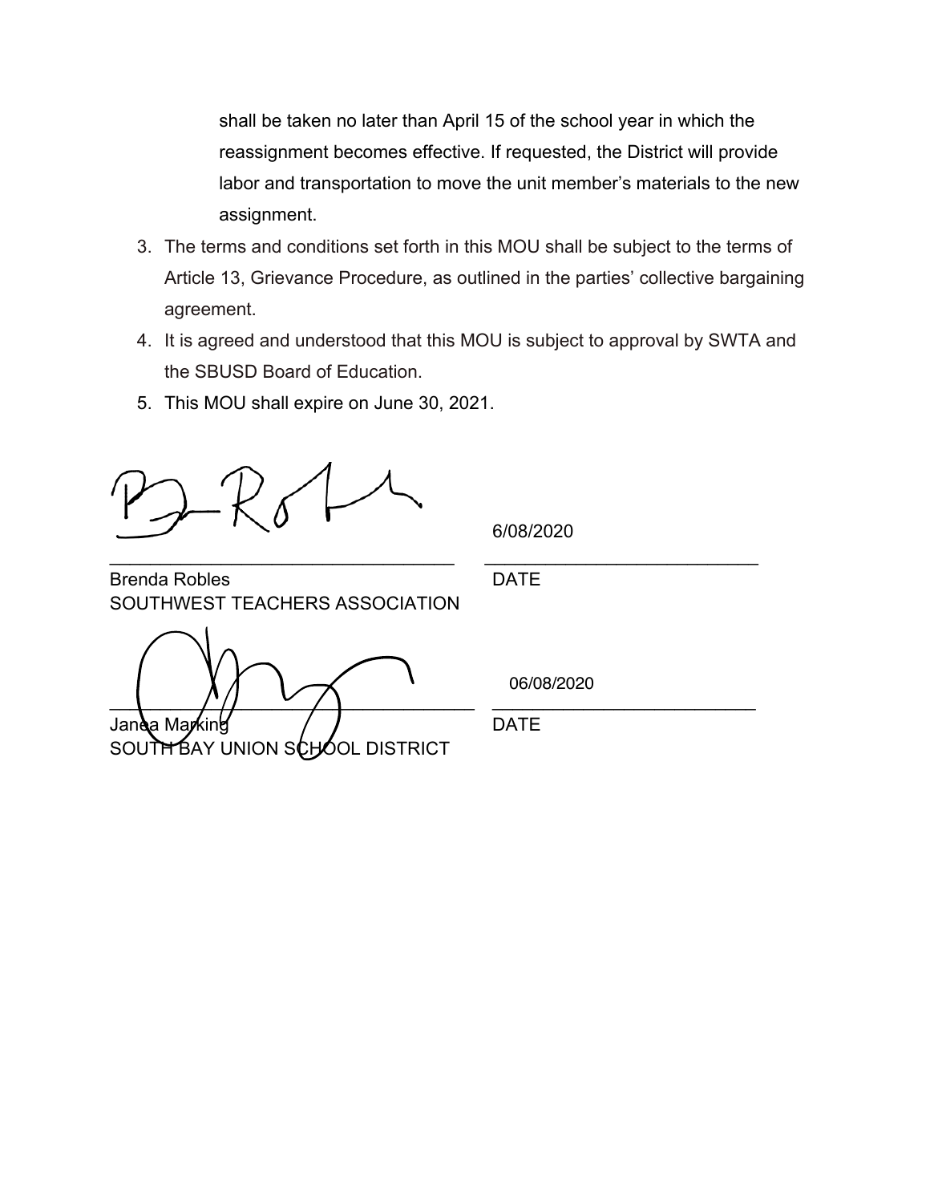shall be taken no later than April 15 of the school year in which the reassignment becomes effective. If requested, the District will provide labor and transportation to move the unit member's materials to the new assignment.

3. The terms and conditions set forth in this MOU shall be subject to the terms of Article 13, Grievance Procedure, as outlined in the parties' collective bargaining agreement.
4. It is agreed and understood that this MOU is subject to approval by SWTA and the SBUSD Board of Education.
5. This MOU shall expire on June 30, 2021.

| | |
|---|---|
| ______________________________ | 6/08/2020 |
| Brenda Robles<br>SOUTHWEST TEACHERS ASSOCIATION | DATE |
| ______________________________ | 06/08/2020 |
| Janea Marking<br>SOUTH BAY UNION SCHOOL DISTRICT | DATE |